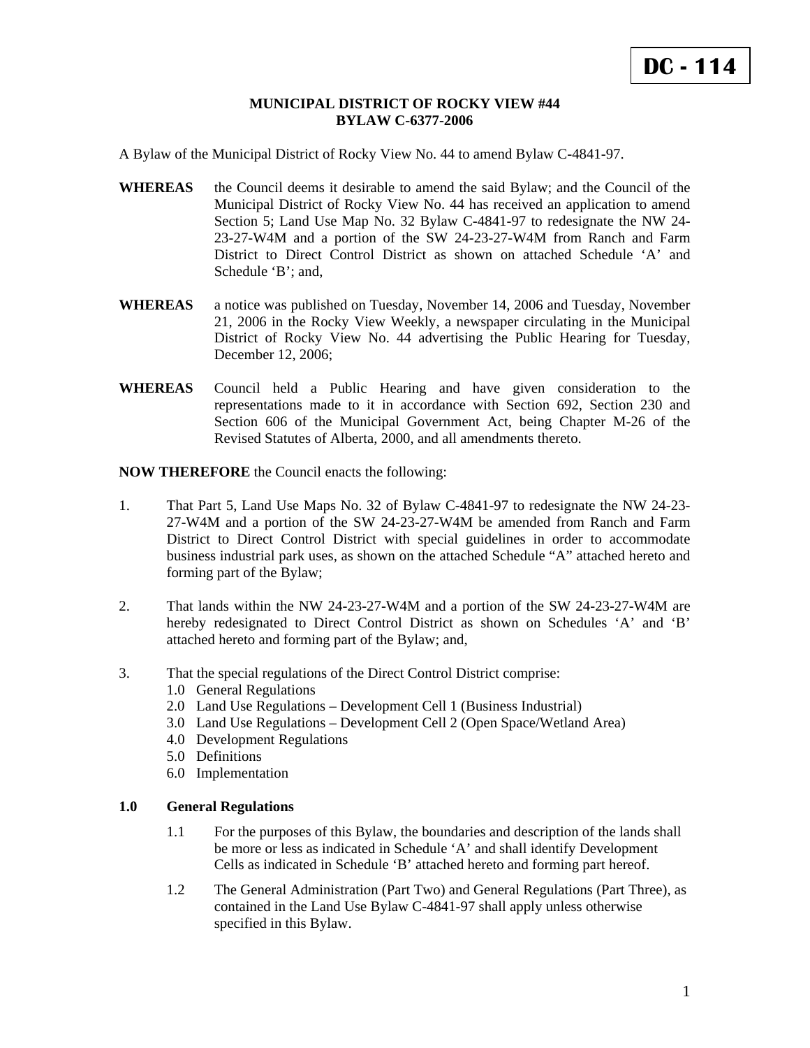**DC - 114**

**MUNICIPAL DISTRICT OF ROCKY VIEW #44**
**BYLAW C-6377-2006**

A Bylaw of the Municipal District of Rocky View No. 44 to amend Bylaw C-4841-97.

**WHEREAS** the Council deems it desirable to amend the said Bylaw; and the Council of the Municipal District of Rocky View No. 44 has received an application to amend Section 5; Land Use Map No. 32 Bylaw C-4841-97 to redesignate the NW 24-23-27-W4M and a portion of the SW 24-23-27-W4M from Ranch and Farm District to Direct Control District as shown on attached Schedule 'A' and Schedule 'B'; and,

**WHEREAS** a notice was published on Tuesday, November 14, 2006 and Tuesday, November 21, 2006 in the Rocky View Weekly, a newspaper circulating in the Municipal District of Rocky View No. 44 advertising the Public Hearing for Tuesday, December 12, 2006;

**WHEREAS** Council held a Public Hearing and have given consideration to the representations made to it in accordance with Section 692, Section 230 and Section 606 of the Municipal Government Act, being Chapter M-26 of the Revised Statutes of Alberta, 2000, and all amendments thereto.

**NOW THEREFORE** the Council enacts the following:

1. That Part 5, Land Use Maps No. 32 of Bylaw C-4841-97 to redesignate the NW 24-23-27-W4M and a portion of the SW 24-23-27-W4M be amended from Ranch and Farm District to Direct Control District with special guidelines in order to accommodate business industrial park uses, as shown on the attached Schedule "A" attached hereto and forming part of the Bylaw;

2. That lands within the NW 24-23-27-W4M and a portion of the SW 24-23-27-W4M are hereby redesignated to Direct Control District as shown on Schedules 'A' and 'B' attached hereto and forming part of the Bylaw; and,

3. That the special regulations of the Direct Control District comprise:
   - 1.0 General Regulations
   - 2.0 Land Use Regulations – Development Cell 1 (Business Industrial)
   - 3.0 Land Use Regulations – Development Cell 2 (Open Space/Wetland Area)
   - 4.0 Development Regulations
   - 5.0 Definitions
   - 6.0 Implementation

## 1.0 General Regulations

1.1 For the purposes of this Bylaw, the boundaries and description of the lands shall be more or less as indicated in Schedule 'A' and shall identify Development Cells as indicated in Schedule 'B' attached hereto and forming part hereof.

1.2 The General Administration (Part Two) and General Regulations (Part Three), as contained in the Land Use Bylaw C-4841-97 shall apply unless otherwise specified in this Bylaw.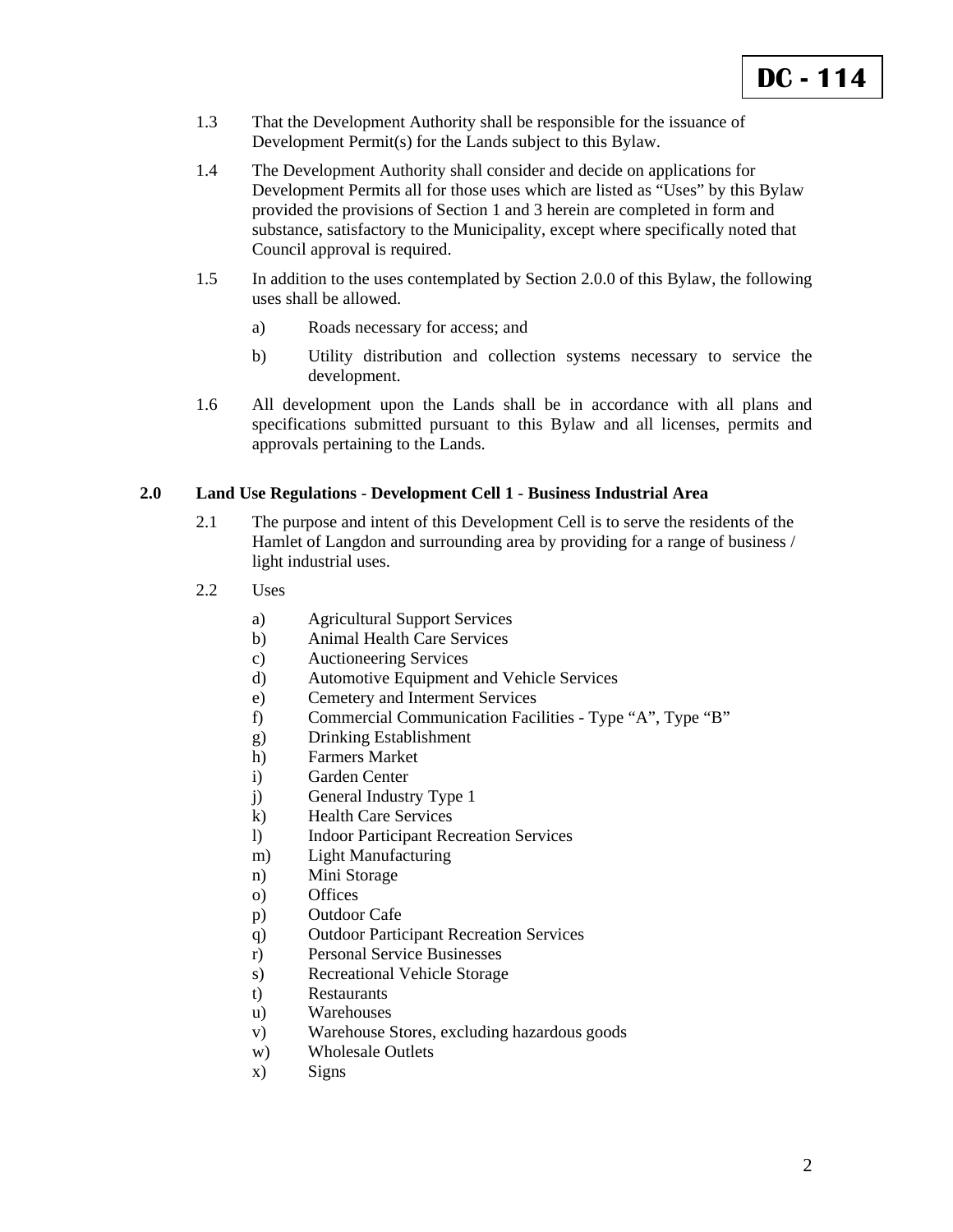1.3 That the Development Authority shall be responsible for the issuance of Development Permit(s) for the Lands subject to this Bylaw.

1.4 The Development Authority shall consider and decide on applications for Development Permits all for those uses which are listed as "Uses" by this Bylaw provided the provisions of Section 1 and 3 herein are completed in form and substance, satisfactory to the Municipality, except where specifically noted that Council approval is required.

1.5 In addition to the uses contemplated by Section 2.0.0 of this Bylaw, the following uses shall be allowed.

   a) Roads necessary for access; and

   b) Utility distribution and collection systems necessary to service the development.

1.6 All development upon the Lands shall be in accordance with all plans and specifications submitted pursuant to this Bylaw and all licenses, permits and approvals pertaining to the Lands.

## 2.0 Land Use Regulations - Development Cell 1 - Business Industrial Area

2.1 The purpose and intent of this Development Cell is to serve the residents of the Hamlet of Langdon and surrounding area by providing for a range of business / light industrial uses.

2.2 Uses

   a) Agricultural Support Services
   b) Animal Health Care Services
   c) Auctioneering Services
   d) Automotive Equipment and Vehicle Services
   e) Cemetery and Interment Services
   f) Commercial Communication Facilities - Type "A", Type "B"
   g) Drinking Establishment
   h) Farmers Market
   i) Garden Center
   j) General Industry Type 1
   k) Health Care Services
   l) Indoor Participant Recreation Services
   m) Light Manufacturing
   n) Mini Storage
   o) Offices
   p) Outdoor Cafe
   q) Outdoor Participant Recreation Services
   r) Personal Service Businesses
   s) Recreational Vehicle Storage
   t) Restaurants
   u) Warehouses
   v) Warehouse Stores, excluding hazardous goods
   w) Wholesale Outlets
   x) Signs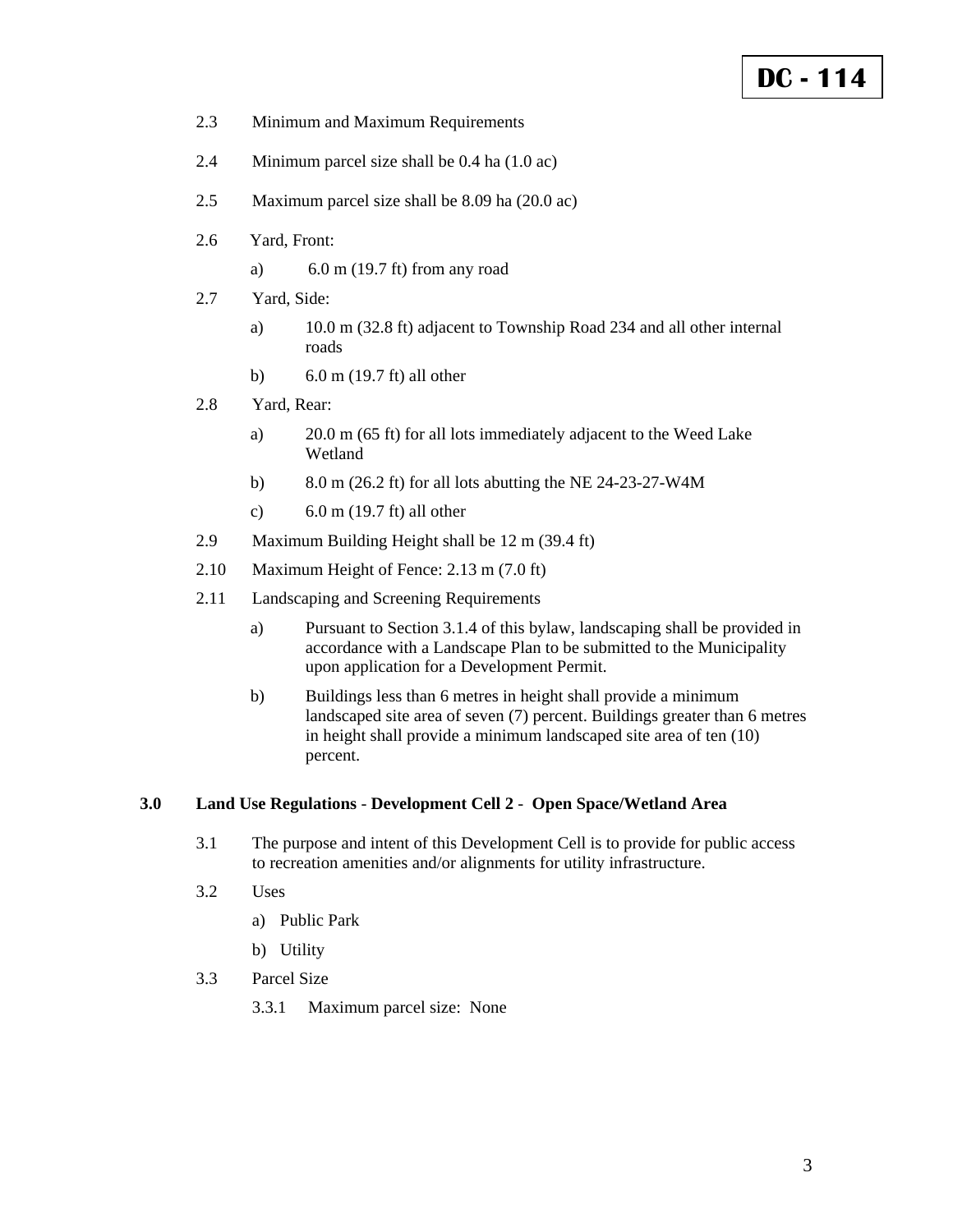2.3 Minimum and Maximum Requirements

2.4 Minimum parcel size shall be 0.4 ha (1.0 ac)

2.5 Maximum parcel size shall be 8.09 ha (20.0 ac)

2.6 Yard, Front:

a) 6.0 m (19.7 ft) from any road

2.7 Yard, Side:

a) 10.0 m (32.8 ft) adjacent to Township Road 234 and all other internal roads

b) 6.0 m (19.7 ft) all other

2.8 Yard, Rear:

a) 20.0 m (65 ft) for all lots immediately adjacent to the Weed Lake Wetland

b) 8.0 m (26.2 ft) for all lots abutting the NE 24-23-27-W4M

c) 6.0 m (19.7 ft) all other

2.9 Maximum Building Height shall be 12 m (39.4 ft)

2.10 Maximum Height of Fence: 2.13 m (7.0 ft)

2.11 Landscaping and Screening Requirements

a) Pursuant to Section 3.1.4 of this bylaw, landscaping shall be provided in accordance with a Landscape Plan to be submitted to the Municipality upon application for a Development Permit.

b) Buildings less than 6 metres in height shall provide a minimum landscaped site area of seven (7) percent. Buildings greater than 6 metres in height shall provide a minimum landscaped site area of ten (10) percent.

## 3.0 Land Use Regulations - Development Cell 2 - Open Space/Wetland Area

3.1 The purpose and intent of this Development Cell is to provide for public access to recreation amenities and/or alignments for utility infrastructure.

3.2 Uses

a) Public Park

b) Utility

3.3 Parcel Size

3.3.1 Maximum parcel size: None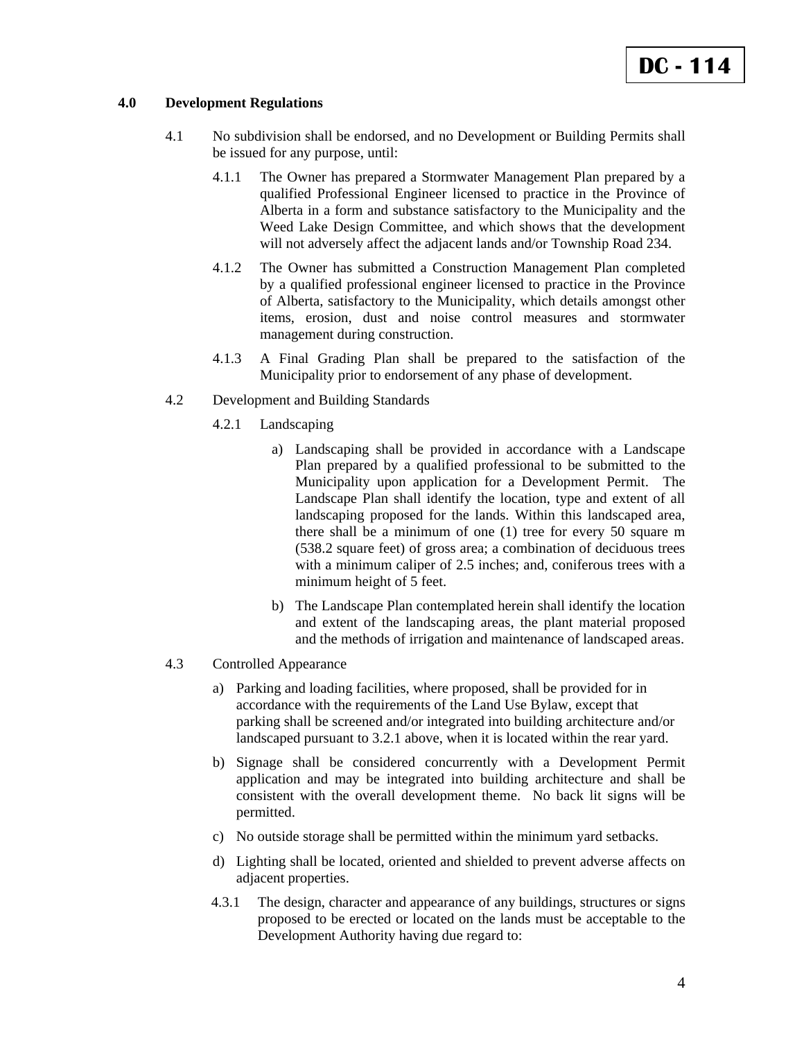**DC - 114**

**4.0 Development Regulations**

4.1 No subdivision shall be endorsed, and no Development or Building Permits shall be issued for any purpose, until:

4.1.1 The Owner has prepared a Stormwater Management Plan prepared by a qualified Professional Engineer licensed to practice in the Province of Alberta in a form and substance satisfactory to the Municipality and the Weed Lake Design Committee, and which shows that the development will not adversely affect the adjacent lands and/or Township Road 234.

4.1.2 The Owner has submitted a Construction Management Plan completed by a qualified professional engineer licensed to practice in the Province of Alberta, satisfactory to the Municipality, which details amongst other items, erosion, dust and noise control measures and stormwater management during construction.

4.1.3 A Final Grading Plan shall be prepared to the satisfaction of the Municipality prior to endorsement of any phase of development.

4.2 Development and Building Standards

4.2.1 Landscaping

a) Landscaping shall be provided in accordance with a Landscape Plan prepared by a qualified professional to be submitted to the Municipality upon application for a Development Permit. The Landscape Plan shall identify the location, type and extent of all landscaping proposed for the lands. Within this landscaped area, there shall be a minimum of one (1) tree for every 50 square m (538.2 square feet) of gross area; a combination of deciduous trees with a minimum caliper of 2.5 inches; and, coniferous trees with a minimum height of 5 feet.

b) The Landscape Plan contemplated herein shall identify the location and extent of the landscaping areas, the plant material proposed and the methods of irrigation and maintenance of landscaped areas.

4.3 Controlled Appearance

a) Parking and loading facilities, where proposed, shall be provided for in accordance with the requirements of the Land Use Bylaw, except that parking shall be screened and/or integrated into building architecture and/or landscaped pursuant to 3.2.1 above, when it is located within the rear yard.

b) Signage shall be considered concurrently with a Development Permit application and may be integrated into building architecture and shall be consistent with the overall development theme. No back lit signs will be permitted.

c) No outside storage shall be permitted within the minimum yard setbacks.

d) Lighting shall be located, oriented and shielded to prevent adverse affects on adjacent properties.

4.3.1 The design, character and appearance of any buildings, structures or signs proposed to be erected or located on the lands must be acceptable to the Development Authority having due regard to: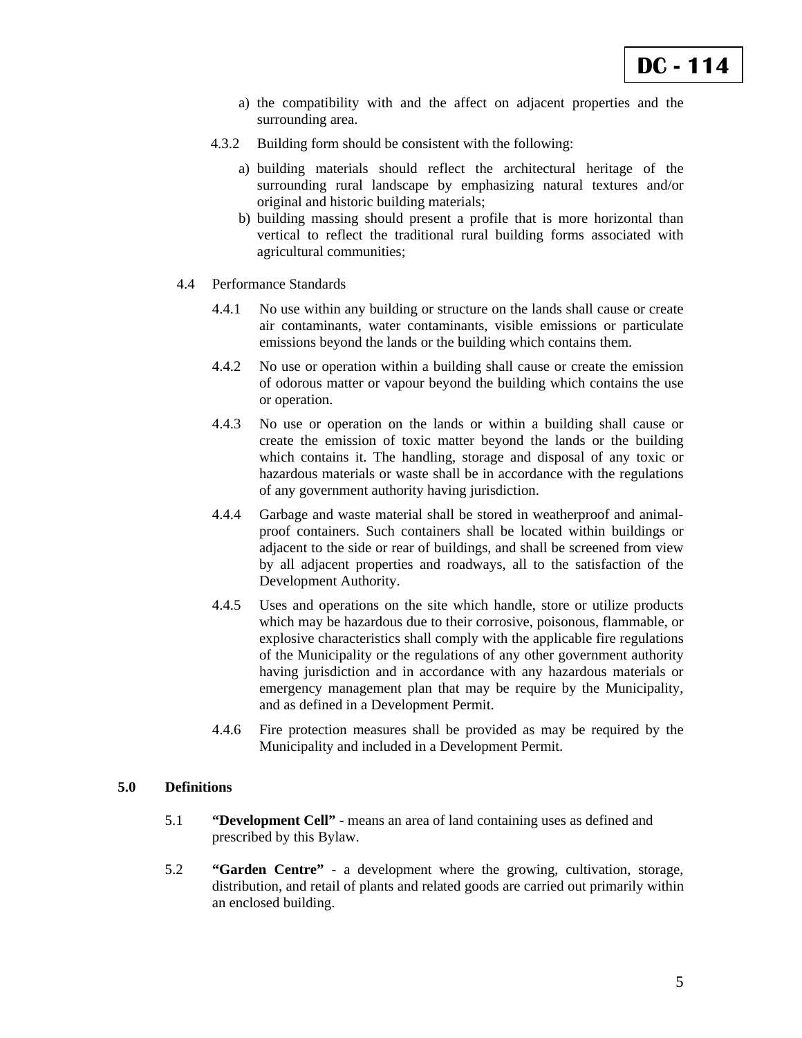a) the compatibility with and the affect on adjacent properties and the surrounding area.

4.3.2 Building form should be consistent with the following:

a) building materials should reflect the architectural heritage of the surrounding rural landscape by emphasizing natural textures and/or original and historic building materials;
b) building massing should present a profile that is more horizontal than vertical to reflect the traditional rural building forms associated with agricultural communities;

4.4 Performance Standards

4.4.1 No use within any building or structure on the lands shall cause or create air contaminants, water contaminants, visible emissions or particulate emissions beyond the lands or the building which contains them.

4.4.2 No use or operation within a building shall cause or create the emission of odorous matter or vapour beyond the building which contains the use or operation.

4.4.3 No use or operation on the lands or within a building shall cause or create the emission of toxic matter beyond the lands or the building which contains it. The handling, storage and disposal of any toxic or hazardous materials or waste shall be in accordance with the regulations of any government authority having jurisdiction.

4.4.4 Garbage and waste material shall be stored in weatherproof and animal-proof containers. Such containers shall be located within buildings or adjacent to the side or rear of buildings, and shall be screened from view by all adjacent properties and roadways, all to the satisfaction of the Development Authority.

4.4.5 Uses and operations on the site which handle, store or utilize products which may be hazardous due to their corrosive, poisonous, flammable, or explosive characteristics shall comply with the applicable fire regulations of the Municipality or the regulations of any other government authority having jurisdiction and in accordance with any hazardous materials or emergency management plan that may be require by the Municipality, and as defined in a Development Permit.

4.4.6 Fire protection measures shall be provided as may be required by the Municipality and included in a Development Permit.

## 5.0 Definitions

5.1 **“Development Cell”** - means an area of land containing uses as defined and prescribed by this Bylaw.

5.2 **“Garden Centre”** - a development where the growing, cultivation, storage, distribution, and retail of plants and related goods are carried out primarily within an enclosed building.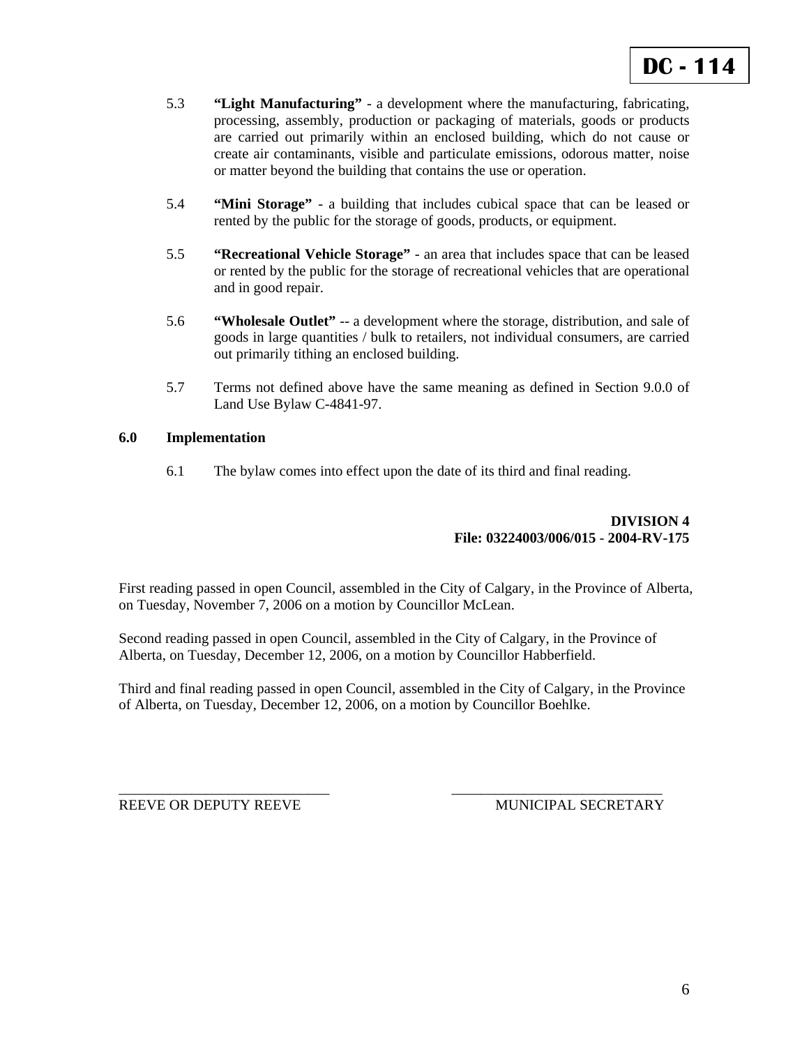**DC - 114**

5.3 **"Light Manufacturing"** - a development where the manufacturing, fabricating, processing, assembly, production or packaging of materials, goods or products are carried out primarily within an enclosed building, which do not cause or create air contaminants, visible and particulate emissions, odorous matter, noise or matter beyond the building that contains the use or operation.

5.4 **"Mini Storage"** - a building that includes cubical space that can be leased or rented by the public for the storage of goods, products, or equipment.

5.5 **"Recreational Vehicle Storage"** - an area that includes space that can be leased or rented by the public for the storage of recreational vehicles that are operational and in good repair.

5.6 **"Wholesale Outlet"** -- a development where the storage, distribution, and sale of goods in large quantities / bulk to retailers, not individual consumers, are carried out primarily tithing an enclosed building.

5.7 Terms not defined above have the same meaning as defined in Section 9.0.0 of Land Use Bylaw C-4841-97.

**6.0 Implementation**

6.1 The bylaw comes into effect upon the date of its third and final reading.

**DIVISION 4**
**File: 03224003/006/015 - 2004-RV-175**

First reading passed in open Council, assembled in the City of Calgary, in the Province of Alberta, on Tuesday, November 7, 2006 on a motion by Councillor McLean.

Second reading passed in open Council, assembled in the City of Calgary, in the Province of Alberta, on Tuesday, December 12, 2006, on a motion by Councillor Habberfield.

Third and final reading passed in open Council, assembled in the City of Calgary, in the Province of Alberta, on Tuesday, December 12, 2006, on a motion by Councillor Boehlke.

_____________________________ 
REEVE OR DEPUTY REEVE

_____________________________ 
MUNICIPAL SECRETARY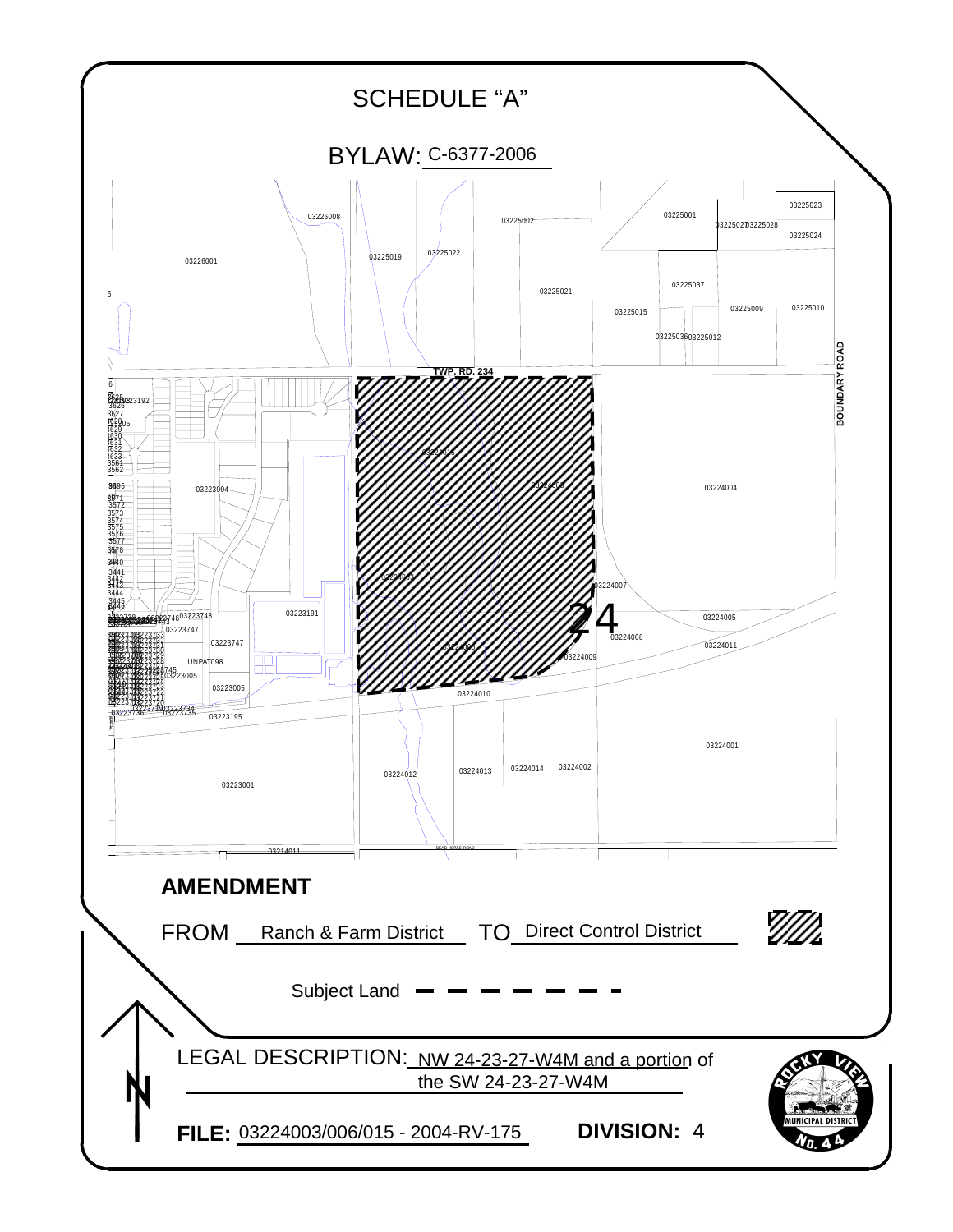# SCHEDULE "A"

## BYLAW: C-6377-2006

## AMENDMENT

FROM Ranch & Farm District TO Direct Control District

Subject Land

LEGAL DESCRIPTION: NW 24-23-27-W4M and a portion of the SW 24-23-27-W4M

**FILE:** 03224003/006/015 - 2004-RV-175 **DIVISION:** 4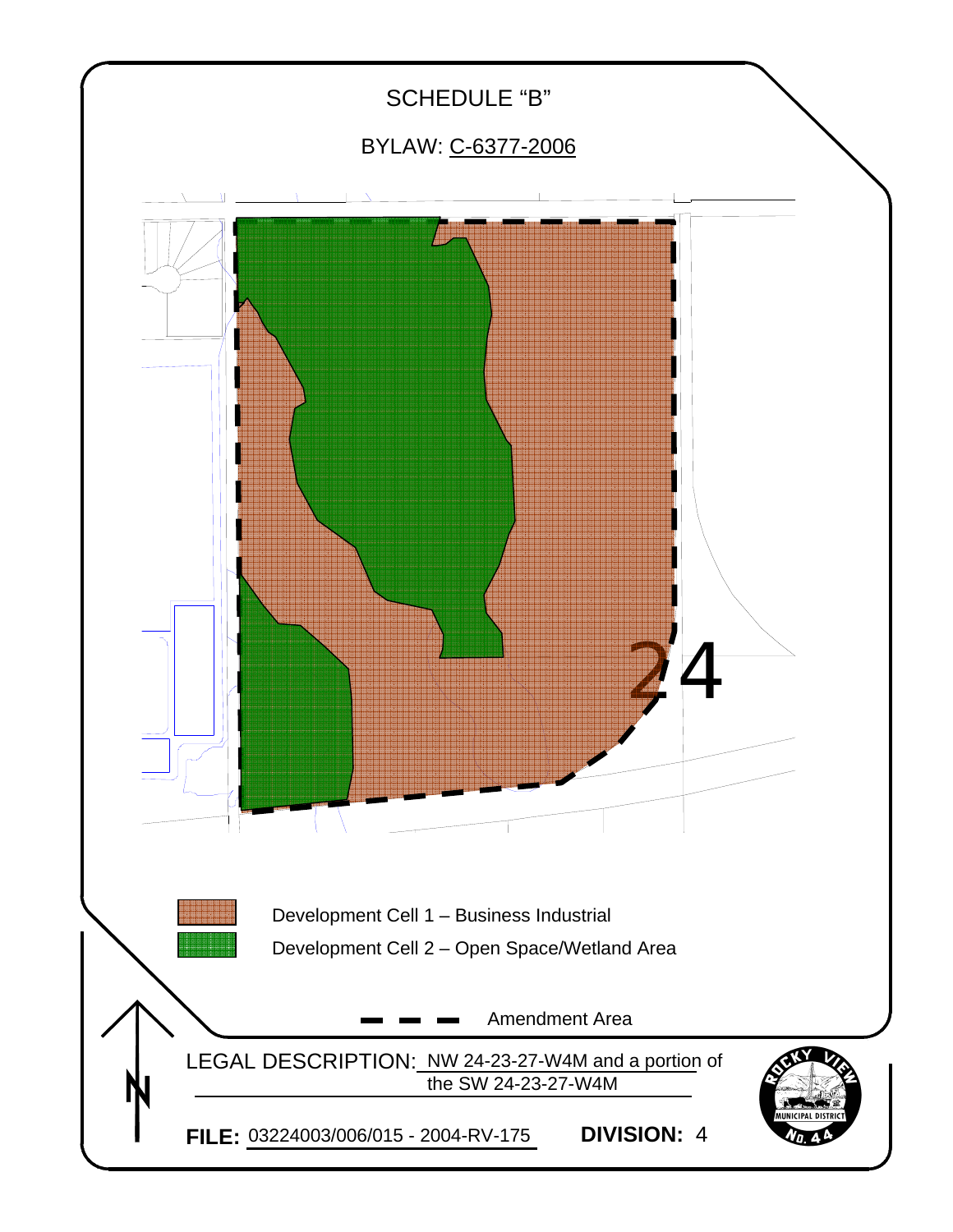# SCHEDULE "B"

BYLAW: C-6377-2006

24

Development Cell 1 – Business Industrial

Development Cell 2 – Open Space/Wetland Area

Amendment Area

LEGAL DESCRIPTION: NW 24-23-27-W4M and a portion of the SW 24-23-27-W4M

**FILE:** 03224003/006/015 - 2004-RV-175

**DIVISION:** 4

ROCKY VIEW MUNICIPAL DISTRICT No. 44